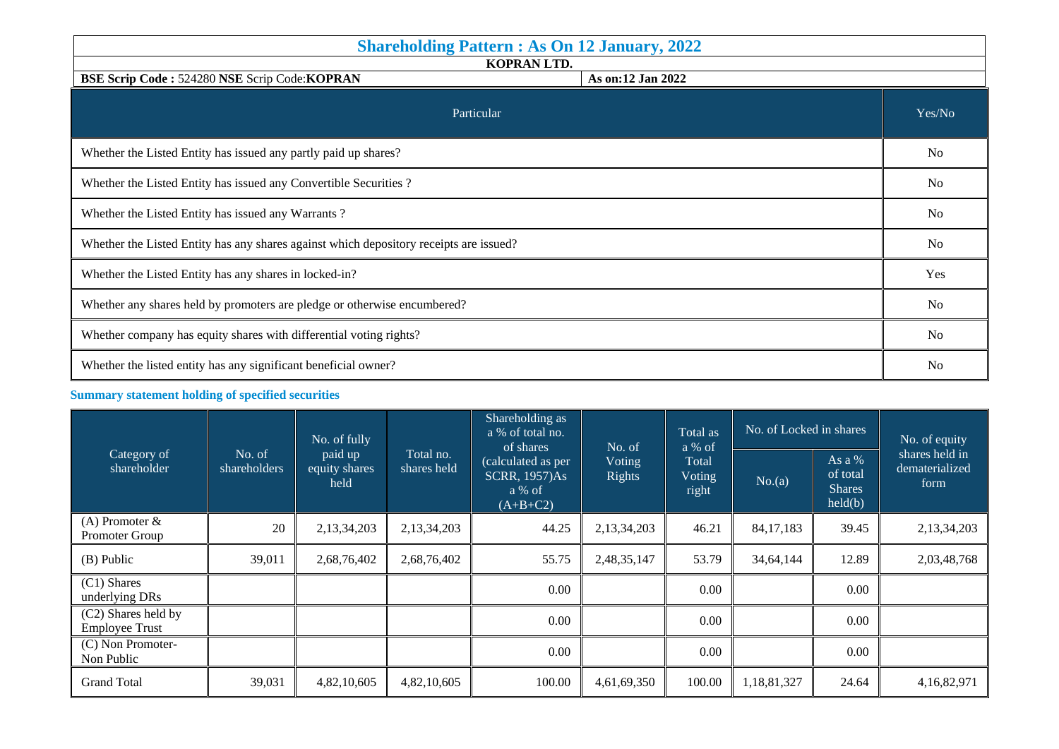# Shareholding Pattern : As On 12 January, 2022

**KOPRAN LTD.**

**BSE Scrip Code :** 524280 **NSE** Scrip Code:**KOPRAN** | **As on:12 Jan 2022**

| Particular | Yes/No |
|---|---|
| Whether the Listed Entity has issued any partly paid up shares? | No |
| Whether the Listed Entity has issued any Convertible Securities ? | No |
| Whether the Listed Entity has issued any Warrants ? | No |
| Whether the Listed Entity has any shares against which depository receipts are issued? | No |
| Whether the Listed Entity has any shares in locked-in? | Yes |
| Whether any shares held by promoters are pledge or otherwise encumbered? | No |
| Whether company has equity shares with differential voting rights? | No |
| Whether the listed entity has any significant beneficial owner? | No |

## Summary statement holding of specified securities

| Category of shareholder | No. of shareholders | No. of fully paid up equity shares held | Total no. shares held | Shareholding as a % of total no. of shares (calculated as per SCRR, 1957)As a % of (A+B+C2) | No. of Voting Rights | Total as a % of Total Voting right | No. of Locked in shares | | No. of equity shares held in dematerialized form |
|---|---|---|---|---|---|---|---|---|---|
| | | | | | | | No.(a) | As a % of total Shares held(b) | |
| (A) Promoter & Promoter Group | 20 | 2,13,34,203 | 2,13,34,203 | 44.25 | 2,13,34,203 | 46.21 | 84,17,183 | 39.45 | 2,13,34,203 |
| (B) Public | 39,011 | 2,68,76,402 | 2,68,76,402 | 55.75 | 2,48,35,147 | 53.79 | 34,64,144 | 12.89 | 2,03,48,768 |
| (C1) Shares underlying DRs | | | | 0.00 | | 0.00 | | 0.00 | |
| (C2) Shares held by Employee Trust | | | | 0.00 | | 0.00 | | 0.00 | |
| (C) Non Promoter-Non Public | | | | 0.00 | | 0.00 | | 0.00 | |
| Grand Total | 39,031 | 4,82,10,605 | 4,82,10,605 | 100.00 | 4,61,69,350 | 100.00 | 1,18,81,327 | 24.64 | 4,16,82,971 |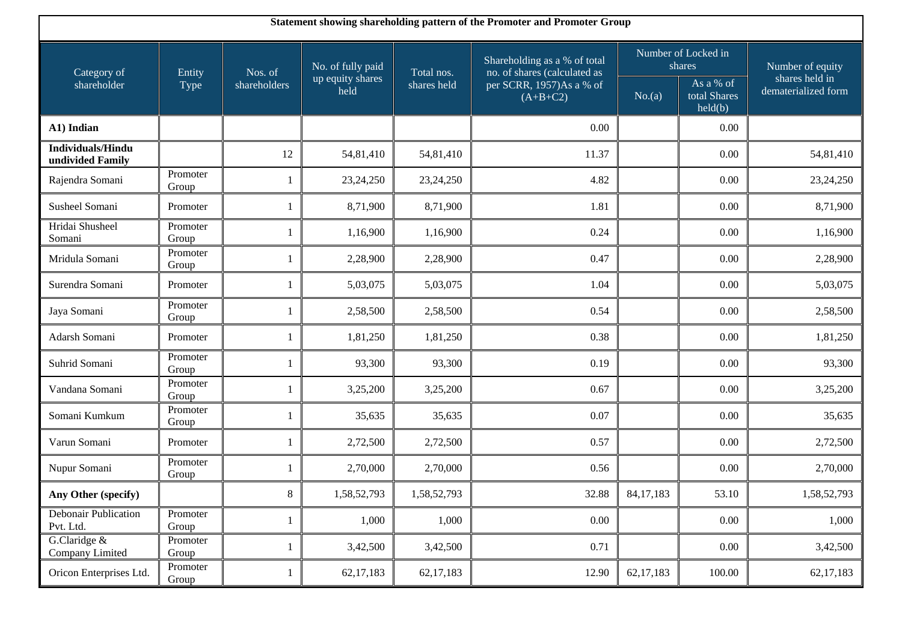**Statement showing shareholding pattern of the Promoter and Promoter Group**

| Category of shareholder | Entity Type | Nos. of shareholders | No. of fully paid up equity shares held | Total nos. shares held | Shareholding as a % of total no. of shares (calculated as per SCRR, 1957)As a % of (A+B+C2) | Number of Locked in shares | | Number of equity shares held in dematerialized form |
|---|---|---|---|---|---|---|---|---|
| | | | | | | No.(a) | As a % of total Shares held(b) | |
| **A1) Indian** | | | | | 0.00 | | 0.00 | |
| **Individuals/Hindu undivided Family** | | 12 | 54,81,410 | 54,81,410 | 11.37 | | 0.00 | 54,81,410 |
| Rajendra Somani | Promoter Group | 1 | 23,24,250 | 23,24,250 | 4.82 | | 0.00 | 23,24,250 |
| Susheel Somani | Promoter | 1 | 8,71,900 | 8,71,900 | 1.81 | | 0.00 | 8,71,900 |
| Hridai Shusheel Somani | Promoter Group | 1 | 1,16,900 | 1,16,900 | 0.24 | | 0.00 | 1,16,900 |
| Mridula Somani | Promoter Group | 1 | 2,28,900 | 2,28,900 | 0.47 | | 0.00 | 2,28,900 |
| Surendra Somani | Promoter | 1 | 5,03,075 | 5,03,075 | 1.04 | | 0.00 | 5,03,075 |
| Jaya Somani | Promoter Group | 1 | 2,58,500 | 2,58,500 | 0.54 | | 0.00 | 2,58,500 |
| Adarsh Somani | Promoter | 1 | 1,81,250 | 1,81,250 | 0.38 | | 0.00 | 1,81,250 |
| Suhrid Somani | Promoter Group | 1 | 93,300 | 93,300 | 0.19 | | 0.00 | 93,300 |
| Vandana Somani | Promoter Group | 1 | 3,25,200 | 3,25,200 | 0.67 | | 0.00 | 3,25,200 |
| Somani Kumkum | Promoter Group | 1 | 35,635 | 35,635 | 0.07 | | 0.00 | 35,635 |
| Varun Somani | Promoter | 1 | 2,72,500 | 2,72,500 | 0.57 | | 0.00 | 2,72,500 |
| Nupur Somani | Promoter Group | 1 | 2,70,000 | 2,70,000 | 0.56 | | 0.00 | 2,70,000 |
| **Any Other (specify)** | | 8 | 1,58,52,793 | 1,58,52,793 | 32.88 | 84,17,183 | 53.10 | 1,58,52,793 |
| Debonair Publication Pvt. Ltd. | Promoter Group | 1 | 1,000 | 1,000 | 0.00 | | 0.00 | 1,000 |
| G.Claridge & Company Limited | Promoter Group | 1 | 3,42,500 | 3,42,500 | 0.71 | | 0.00 | 3,42,500 |
| Oricon Enterprises Ltd. | Promoter Group | 1 | 62,17,183 | 62,17,183 | 12.90 | 62,17,183 | 100.00 | 62,17,183 |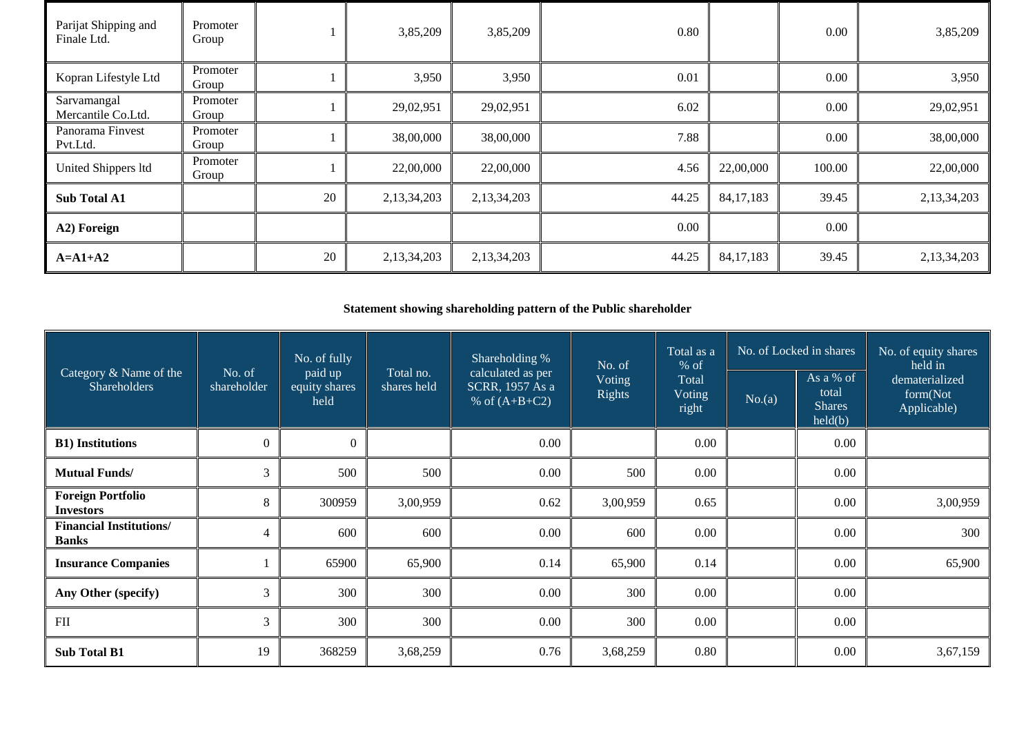| | | | | | | | | |
|---|---|---|---|---|---|---|---|---|
| Parijat Shipping and Finale Ltd. | Promoter Group | 1 | 3,85,209 | 3,85,209 | 0.80 | | 0.00 | 3,85,209 |
| Kopran Lifestyle Ltd | Promoter Group | 1 | 3,950 | 3,950 | 0.01 | | 0.00 | 3,950 |
| Sarvamangal Mercantile Co.Ltd. | Promoter Group | 1 | 29,02,951 | 29,02,951 | 6.02 | | 0.00 | 29,02,951 |
| Panorama Finvest Pvt.Ltd. | Promoter Group | 1 | 38,00,000 | 38,00,000 | 7.88 | | 0.00 | 38,00,000 |
| United Shippers ltd | Promoter Group | 1 | 22,00,000 | 22,00,000 | 4.56 | 22,00,000 | 100.00 | 22,00,000 |
| **Sub Total A1** | | 20 | 2,13,34,203 | 2,13,34,203 | 44.25 | 84,17,183 | 39.45 | 2,13,34,203 |
| **A2) Foreign** | | | | | 0.00 | | 0.00 | |
| **A=A1+A2** | | 20 | 2,13,34,203 | 2,13,34,203 | 44.25 | 84,17,183 | 39.45 | 2,13,34,203 |

**Statement showing shareholding pattern of the Public shareholder**

| Category & Name of the Shareholders | No. of shareholder | No. of fully paid up equity shares held | Total no. shares held | Shareholding % calculated as per SCRR, 1957 As a % of (A+B+C2) | No. of Voting Rights | Total as a % of Total Voting right | No. of Locked in shares | | No. of equity shares held in dematerialized form(Not Applicable) |
|---|---|---|---|---|---|---|---|---|---|
| | | | | | | | No.(a) | As a % of total Shares held(b) | |
| **B1) Institutions** | 0 | 0 | | 0.00 | | 0.00 | | 0.00 | |
| **Mutual Funds/** | 3 | 500 | 500 | 0.00 | 500 | 0.00 | | 0.00 | |
| **Foreign Portfolio Investors** | 8 | 300959 | 3,00,959 | 0.62 | 3,00,959 | 0.65 | | 0.00 | 3,00,959 |
| **Financial Institutions/ Banks** | 4 | 600 | 600 | 0.00 | 600 | 0.00 | | 0.00 | 300 |
| **Insurance Companies** | 1 | 65900 | 65,900 | 0.14 | 65,900 | 0.14 | | 0.00 | 65,900 |
| **Any Other (specify)** | 3 | 300 | 300 | 0.00 | 300 | 0.00 | | 0.00 | |
| FII | 3 | 300 | 300 | 0.00 | 300 | 0.00 | | 0.00 | |
| **Sub Total B1** | 19 | 368259 | 3,68,259 | 0.76 | 3,68,259 | 0.80 | | 0.00 | 3,67,159 |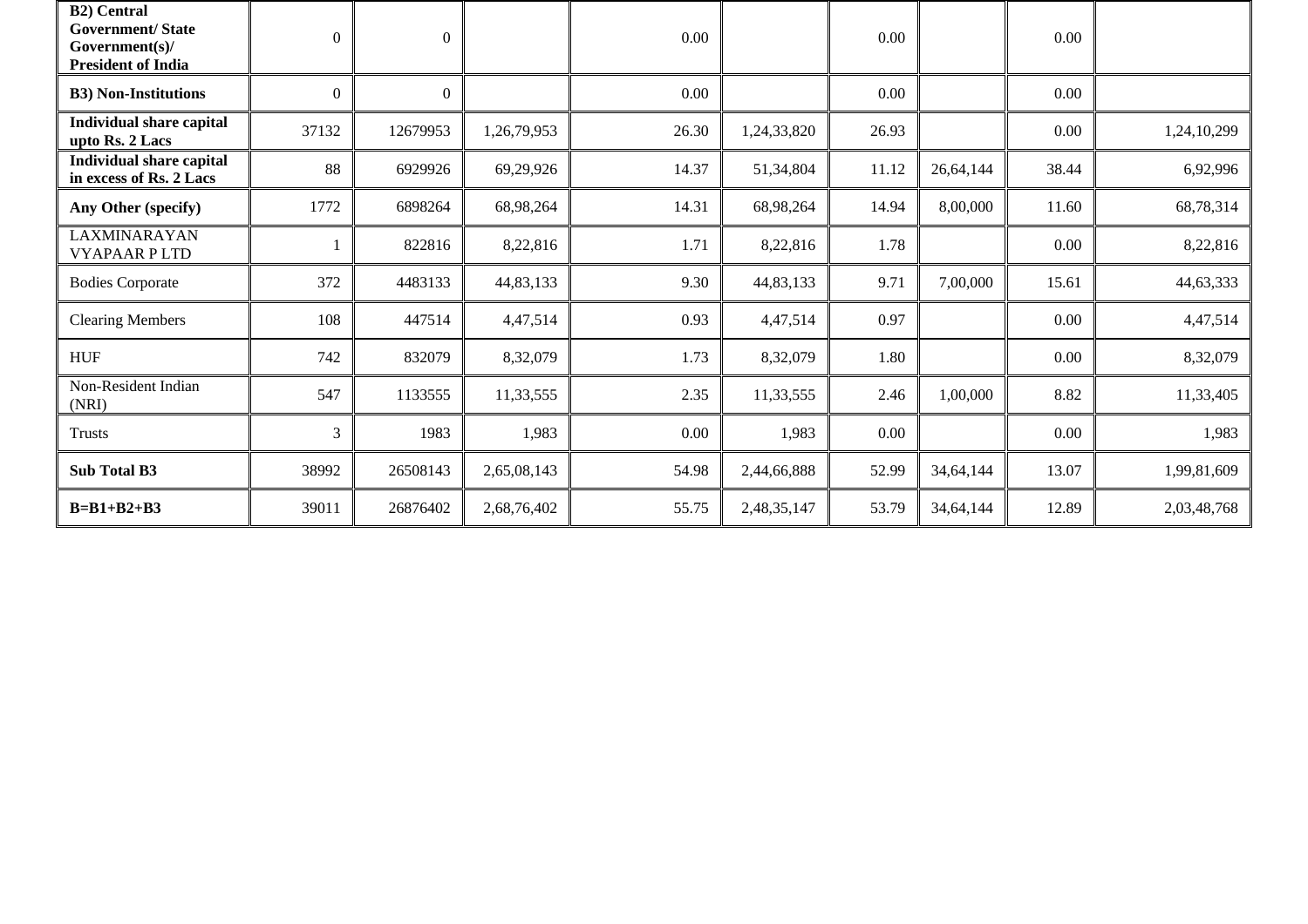| **B2) Central Government/ State Government(s)/ President of India** | 0 | 0 | | 0.00 | | 0.00 | | 0.00 | |
|---|---|---|---|---|---|---|---|---|---|
| **B3) Non-Institutions** | 0 | 0 | | 0.00 | | 0.00 | | 0.00 | |
| **Individual share capital upto Rs. 2 Lacs** | 37132 | 12679953 | 1,26,79,953 | 26.30 | 1,24,33,820 | 26.93 | | 0.00 | 1,24,10,299 |
| **Individual share capital in excess of Rs. 2 Lacs** | 88 | 6929926 | 69,29,926 | 14.37 | 51,34,804 | 11.12 | 26,64,144 | 38.44 | 6,92,996 |
| **Any Other (specify)** | 1772 | 6898264 | 68,98,264 | 14.31 | 68,98,264 | 14.94 | 8,00,000 | 11.60 | 68,78,314 |
| LAXMINARAYAN VYAPAAR P LTD | 1 | 822816 | 8,22,816 | 1.71 | 8,22,816 | 1.78 | | 0.00 | 8,22,816 |
| Bodies Corporate | 372 | 4483133 | 44,83,133 | 9.30 | 44,83,133 | 9.71 | 7,00,000 | 15.61 | 44,63,333 |
| Clearing Members | 108 | 447514 | 4,47,514 | 0.93 | 4,47,514 | 0.97 | | 0.00 | 4,47,514 |
| HUF | 742 | 832079 | 8,32,079 | 1.73 | 8,32,079 | 1.80 | | 0.00 | 8,32,079 |
| Non-Resident Indian (NRI) | 547 | 1133555 | 11,33,555 | 2.35 | 11,33,555 | 2.46 | 1,00,000 | 8.82 | 11,33,405 |
| Trusts | 3 | 1983 | 1,983 | 0.00 | 1,983 | 0.00 | | 0.00 | 1,983 |
| **Sub Total B3** | 38992 | 26508143 | 2,65,08,143 | 54.98 | 2,44,66,888 | 52.99 | 34,64,144 | 13.07 | 1,99,81,609 |
| **B=B1+B2+B3** | 39011 | 26876402 | 2,68,76,402 | 55.75 | 2,48,35,147 | 53.79 | 34,64,144 | 12.89 | 2,03,48,768 |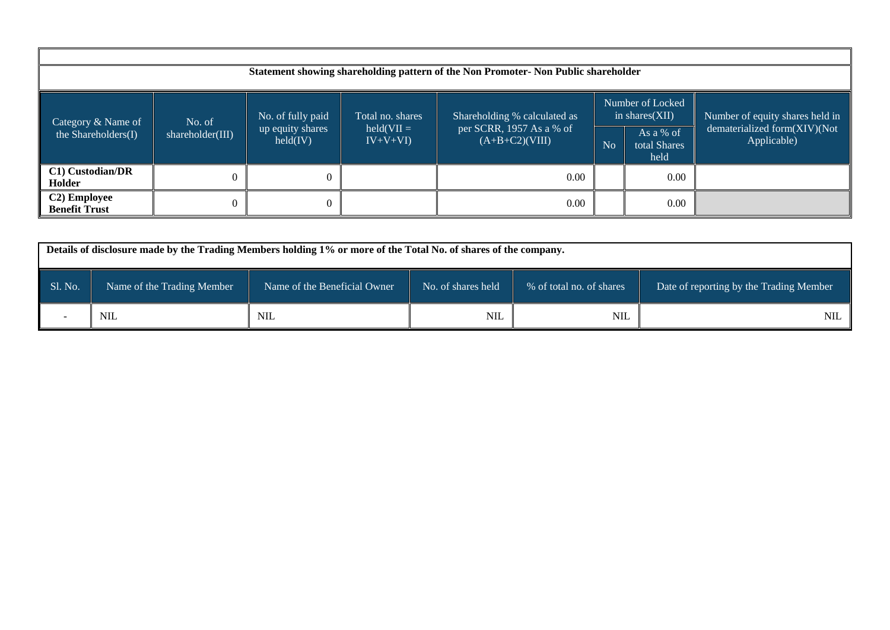| Statement showing shareholding pattern of the Non Promoter- Non Public shareholder | | | | | | | |
|---|---|---|---|---|---|---|---|
| Category & Name of the Shareholders(I) | No. of shareholder(III) | No. of fully paid up equity shares held(IV) | Total no. shares held(VII = IV+V+VI) | Shareholding % calculated as per SCRR, 1957 As a % of (A+B+C2)(VIII) | Number of Locked in shares(XII) | | Number of equity shares held in dematerialized form(XIV)(Not Applicable) |
| | | | | | No | As a % of total Shares held | |
| **C1) Custodian/DR Holder** | 0 | 0 | | 0.00 | | 0.00 | |
| **C2) Employee Benefit Trust** | 0 | 0 | | 0.00 | | 0.00 | |

**Details of disclosure made by the Trading Members holding 1% or more of the Total No. of shares of the company.**

| Sl. No. | Name of the Trading Member | Name of the Beneficial Owner | No. of shares held | % of total no. of shares | Date of reporting by the Trading Member |
|---|---|---|---|---|---|
| - | NIL | NIL | NIL | NIL | NIL |